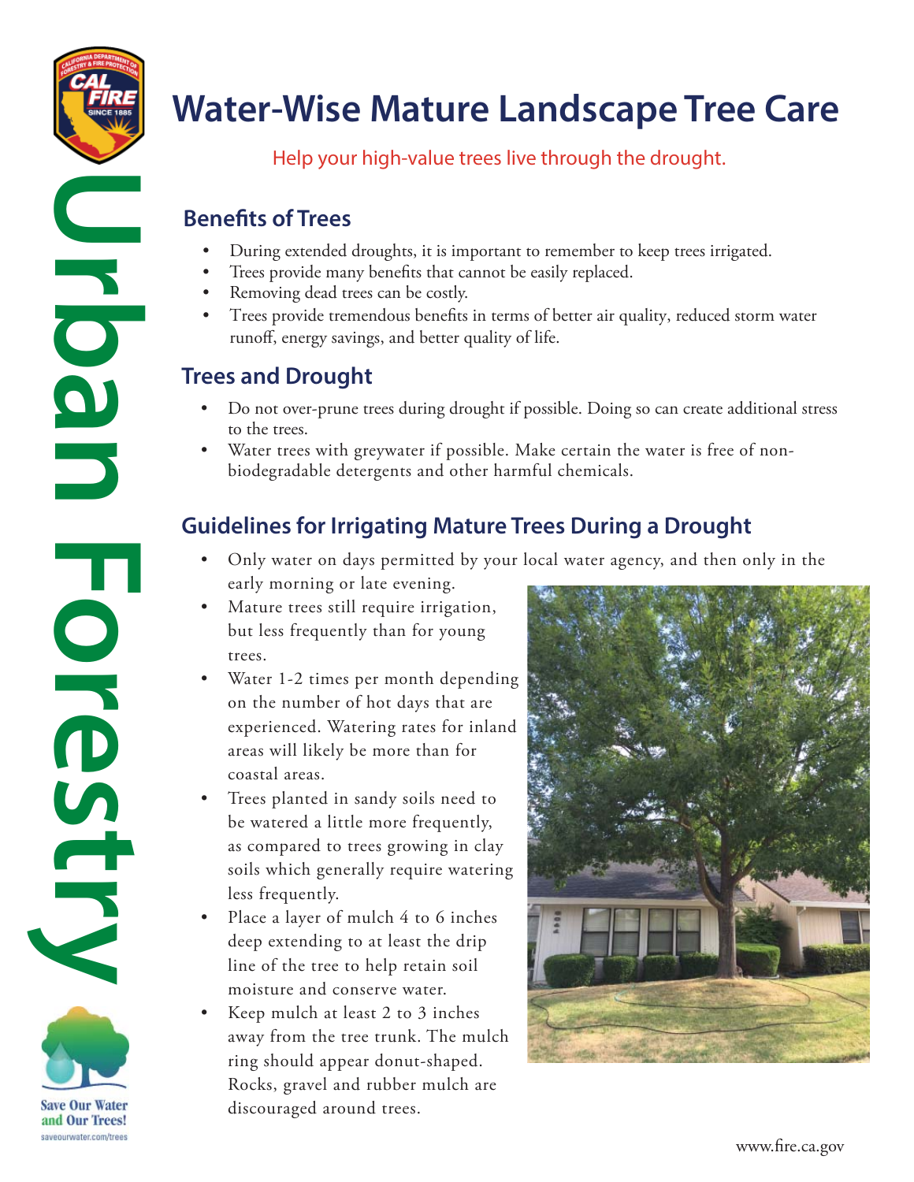# Water-Wise Mature Landscape Tree Care

Help your high-value trees live through the drought.

Urban Forestry

## Benefits of Trees

- During extended droughts, it is important to remember to keep trees irrigated.
- Trees provide many benefits that cannot be easily replaced.
- Removing dead trees can be costly.
- Trees provide tremendous benefits in terms of better air quality, reduced storm water runoff, energy savings, and better quality of life.

## Trees and Drought

- Do not over-prune trees during drought if possible. Doing so can create additional stress to the trees.
- Water trees with greywater if possible. Make certain the water is free of non-biodegradable detergents and other harmful chemicals.

## Guidelines for Irrigating Mature Trees During a Drought

- Only water on days permitted by your local water agency, and then only in the early morning or late evening.
- Mature trees still require irrigation, but less frequently than for young trees.
- Water 1-2 times per month depending on the number of hot days that are experienced. Watering rates for inland areas will likely be more than for coastal areas.
- Trees planted in sandy soils need to be watered a little more frequently, as compared to trees growing in clay soils which generally require watering less frequently.
- Place a layer of mulch 4 to 6 inches deep extending to at least the drip line of the tree to help retain soil moisture and conserve water.
- Keep mulch at least 2 to 3 inches away from the tree trunk. The mulch ring should appear donut-shaped. Rocks, gravel and rubber mulch are discouraged around trees.

Save Our Water and Our Trees!
saveourwater.com/trees

www.fire.ca.gov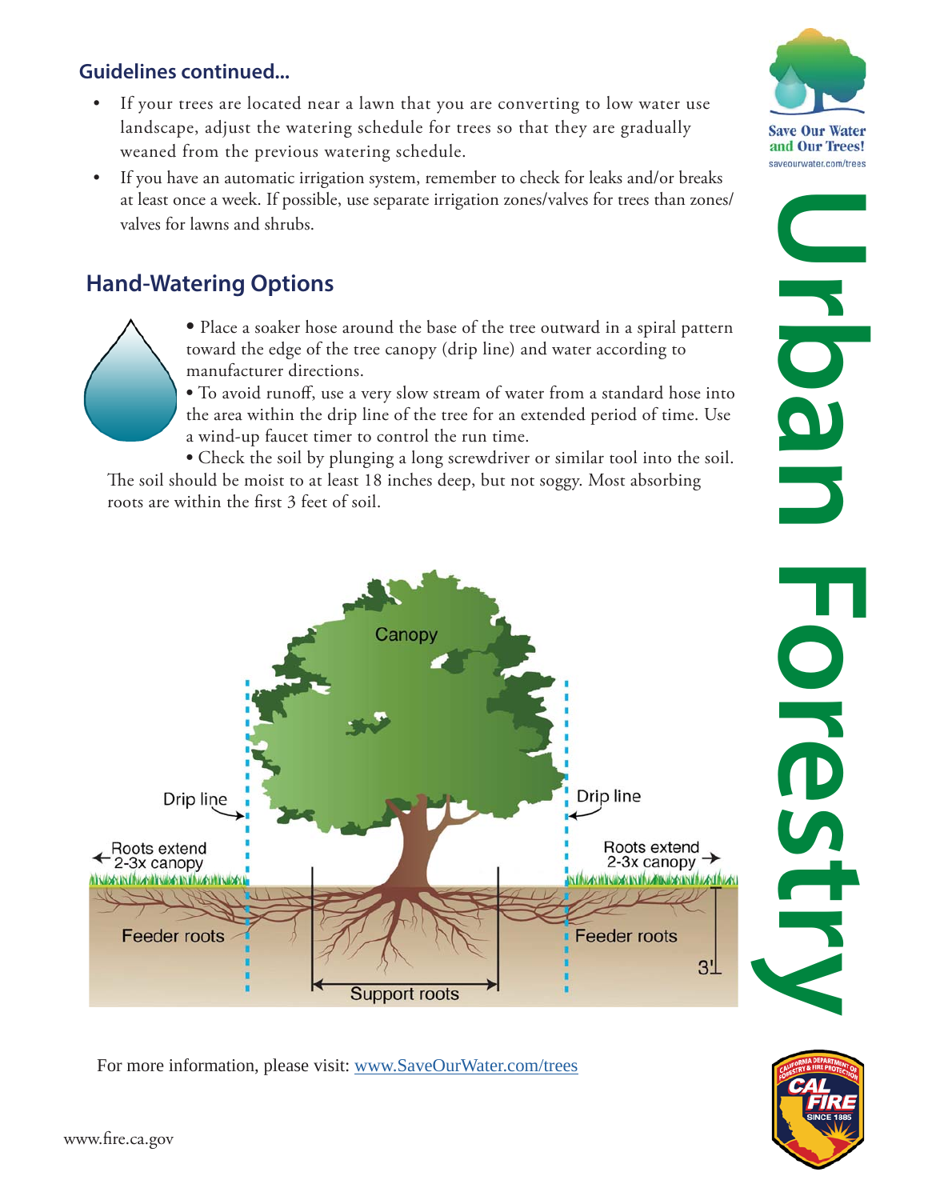### Guidelines continued...

- If your trees are located near a lawn that you are converting to low water use landscape, adjust the watering schedule for trees so that they are gradually weaned from the previous watering schedule.
- If you have an automatic irrigation system, remember to check for leaks and/or breaks at least once a week. If possible, use separate irrigation zones/valves for trees than zones/valves for lawns and shrubs.

## Hand-Watering Options

- Place a soaker hose around the base of the tree outward in a spiral pattern toward the edge of the tree canopy (drip line) and water according to manufacturer directions.
- To avoid runoff, use a very slow stream of water from a standard hose into the area within the drip line of the tree for an extended period of time. Use a wind-up faucet timer to control the run time.
- Check the soil by plunging a long screwdriver or similar tool into the soil. The soil should be moist to at least 18 inches deep, but not soggy. Most absorbing roots are within the first 3 feet of soil.

Canopy

Drip line

Drip line

Roots extend 2-3x canopy

Roots extend 2-3x canopy

Feeder roots

Feeder roots

Support roots

3'

For more information, please visit: [www.SaveOurWater.com/trees](http://www.SaveOurWater.com/trees)

www.fire.ca.gov

Save Our Water and Our Trees!

saveourwater.com/trees

# Urban Forestry

CALIFORNIA DEPARTMENT OF FORESTRY & FIRE PROTECTION

CAL FIRE

SINCE 1885